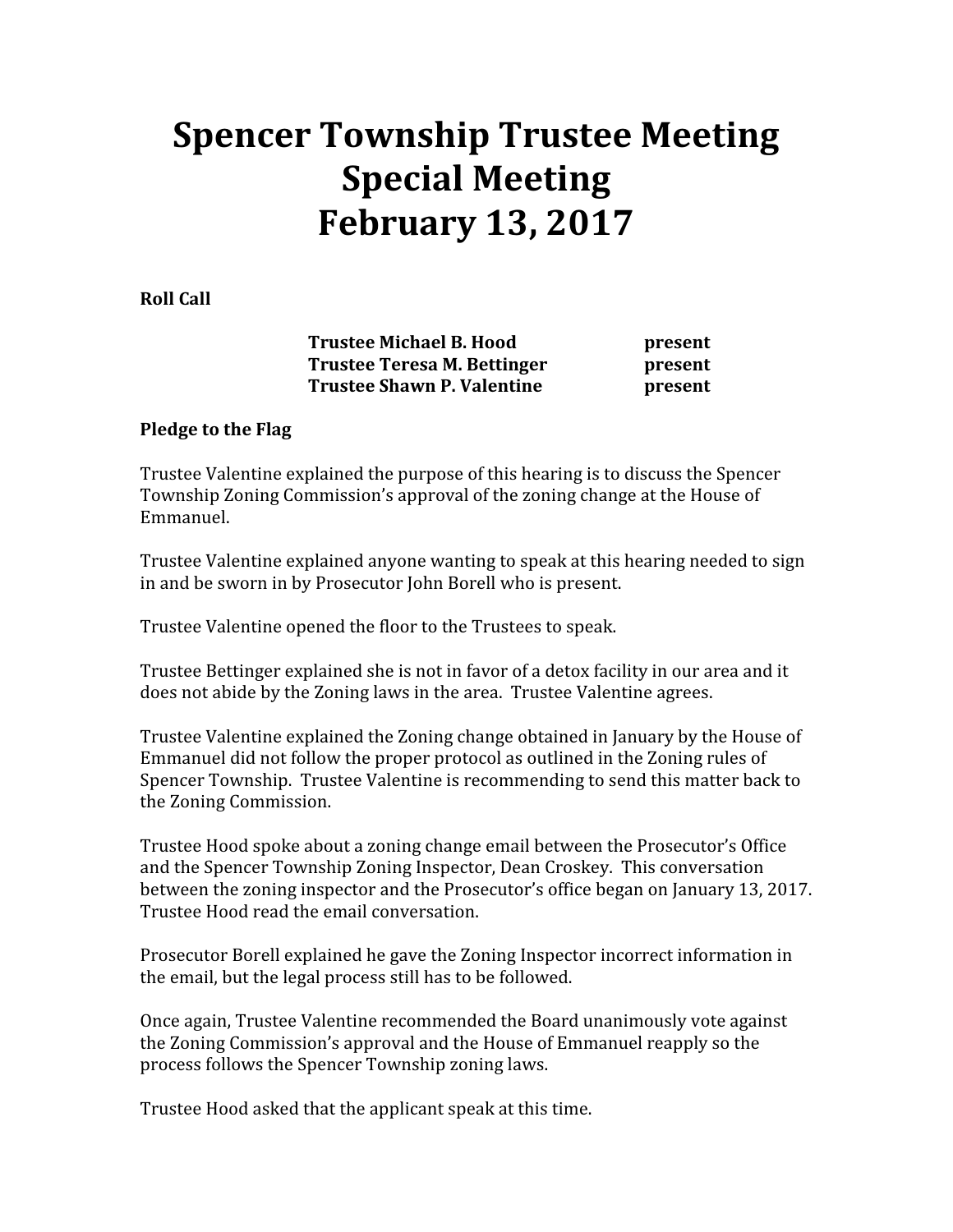# Spencer Township Trustee Meeting
# Special Meeting
# February 13, 2017

**Roll Call**

| | |
|---|---|
| **Trustee Michael B. Hood** | **present** |
| **Trustee Teresa M. Bettinger** | **present** |
| **Trustee Shawn P. Valentine** | **present** |

**Pledge to the Flag**

Trustee Valentine explained the purpose of this hearing is to discuss the Spencer Township Zoning Commission's approval of the zoning change at the House of Emmanuel.

Trustee Valentine explained anyone wanting to speak at this hearing needed to sign in and be sworn in by Prosecutor John Borell who is present.

Trustee Valentine opened the floor to the Trustees to speak.

Trustee Bettinger explained she is not in favor of a detox facility in our area and it does not abide by the Zoning laws in the area. Trustee Valentine agrees.

Trustee Valentine explained the Zoning change obtained in January by the House of Emmanuel did not follow the proper protocol as outlined in the Zoning rules of Spencer Township. Trustee Valentine is recommending to send this matter back to the Zoning Commission.

Trustee Hood spoke about a zoning change email between the Prosecutor's Office and the Spencer Township Zoning Inspector, Dean Croskey. This conversation between the zoning inspector and the Prosecutor's office began on January 13, 2017. Trustee Hood read the email conversation.

Prosecutor Borell explained he gave the Zoning Inspector incorrect information in the email, but the legal process still has to be followed.

Once again, Trustee Valentine recommended the Board unanimously vote against the Zoning Commission's approval and the House of Emmanuel reapply so the process follows the Spencer Township zoning laws.

Trustee Hood asked that the applicant speak at this time.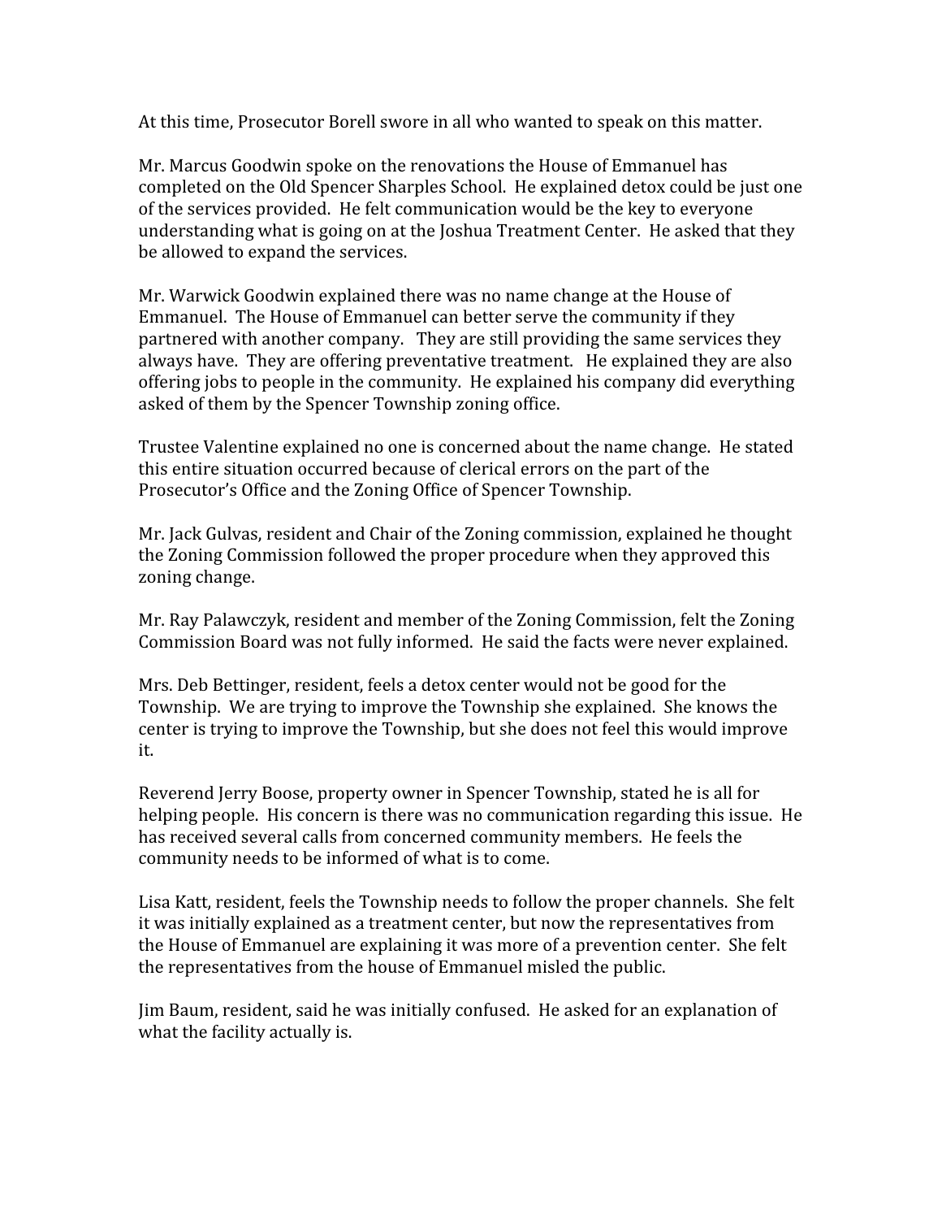At this time, Prosecutor Borell swore in all who wanted to speak on this matter.

Mr. Marcus Goodwin spoke on the renovations the House of Emmanuel has completed on the Old Spencer Sharples School. He explained detox could be just one of the services provided. He felt communication would be the key to everyone understanding what is going on at the Joshua Treatment Center. He asked that they be allowed to expand the services.

Mr. Warwick Goodwin explained there was no name change at the House of Emmanuel. The House of Emmanuel can better serve the community if they partnered with another company. They are still providing the same services they always have. They are offering preventative treatment. He explained they are also offering jobs to people in the community. He explained his company did everything asked of them by the Spencer Township zoning office.

Trustee Valentine explained no one is concerned about the name change. He stated this entire situation occurred because of clerical errors on the part of the Prosecutor's Office and the Zoning Office of Spencer Township.

Mr. Jack Gulvas, resident and Chair of the Zoning commission, explained he thought the Zoning Commission followed the proper procedure when they approved this zoning change.

Mr. Ray Palawczyk, resident and member of the Zoning Commission, felt the Zoning Commission Board was not fully informed. He said the facts were never explained.

Mrs. Deb Bettinger, resident, feels a detox center would not be good for the Township. We are trying to improve the Township she explained. She knows the center is trying to improve the Township, but she does not feel this would improve it.

Reverend Jerry Boose, property owner in Spencer Township, stated he is all for helping people. His concern is there was no communication regarding this issue. He has received several calls from concerned community members. He feels the community needs to be informed of what is to come.

Lisa Katt, resident, feels the Township needs to follow the proper channels. She felt it was initially explained as a treatment center, but now the representatives from the House of Emmanuel are explaining it was more of a prevention center. She felt the representatives from the house of Emmanuel misled the public.

Jim Baum, resident, said he was initially confused. He asked for an explanation of what the facility actually is.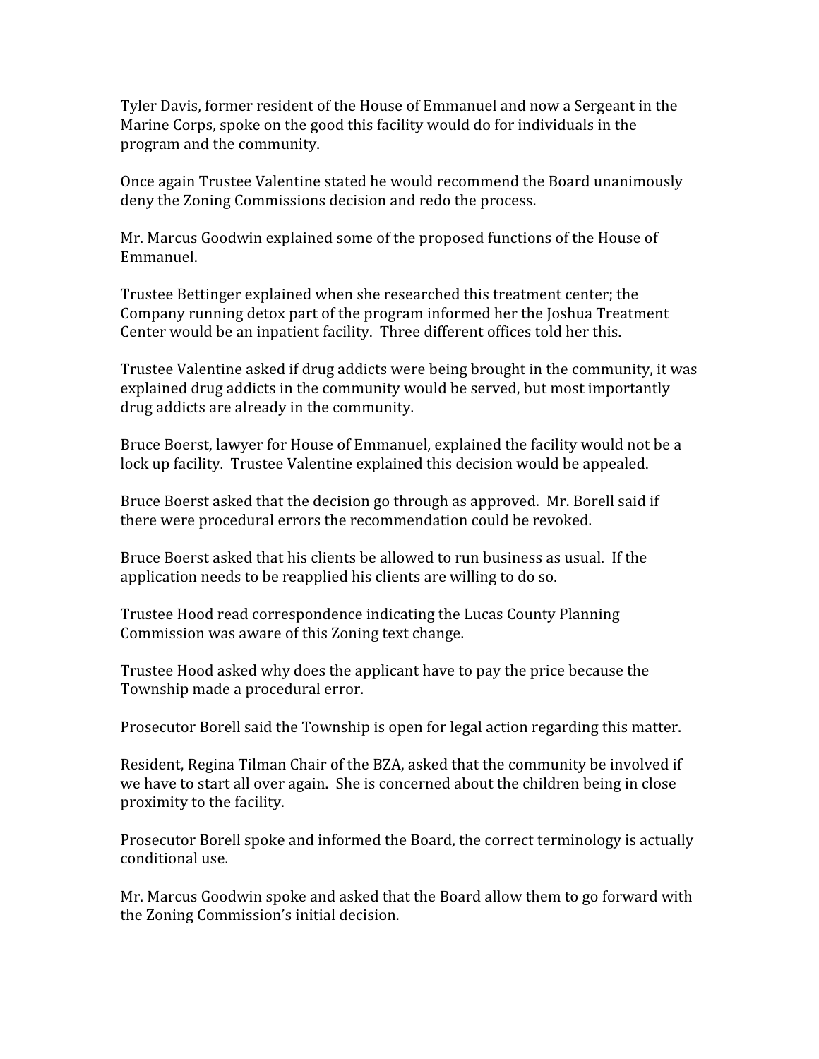Tyler Davis, former resident of the House of Emmanuel and now a Sergeant in the Marine Corps, spoke on the good this facility would do for individuals in the program and the community.

Once again Trustee Valentine stated he would recommend the Board unanimously deny the Zoning Commissions decision and redo the process.

Mr. Marcus Goodwin explained some of the proposed functions of the House of Emmanuel.

Trustee Bettinger explained when she researched this treatment center; the Company running detox part of the program informed her the Joshua Treatment Center would be an inpatient facility. Three different offices told her this.

Trustee Valentine asked if drug addicts were being brought in the community, it was explained drug addicts in the community would be served, but most importantly drug addicts are already in the community.

Bruce Boerst, lawyer for House of Emmanuel, explained the facility would not be a lock up facility. Trustee Valentine explained this decision would be appealed.

Bruce Boerst asked that the decision go through as approved. Mr. Borell said if there were procedural errors the recommendation could be revoked.

Bruce Boerst asked that his clients be allowed to run business as usual. If the application needs to be reapplied his clients are willing to do so.

Trustee Hood read correspondence indicating the Lucas County Planning Commission was aware of this Zoning text change.

Trustee Hood asked why does the applicant have to pay the price because the Township made a procedural error.

Prosecutor Borell said the Township is open for legal action regarding this matter.

Resident, Regina Tilman Chair of the BZA, asked that the community be involved if we have to start all over again. She is concerned about the children being in close proximity to the facility.

Prosecutor Borell spoke and informed the Board, the correct terminology is actually conditional use.

Mr. Marcus Goodwin spoke and asked that the Board allow them to go forward with the Zoning Commission's initial decision.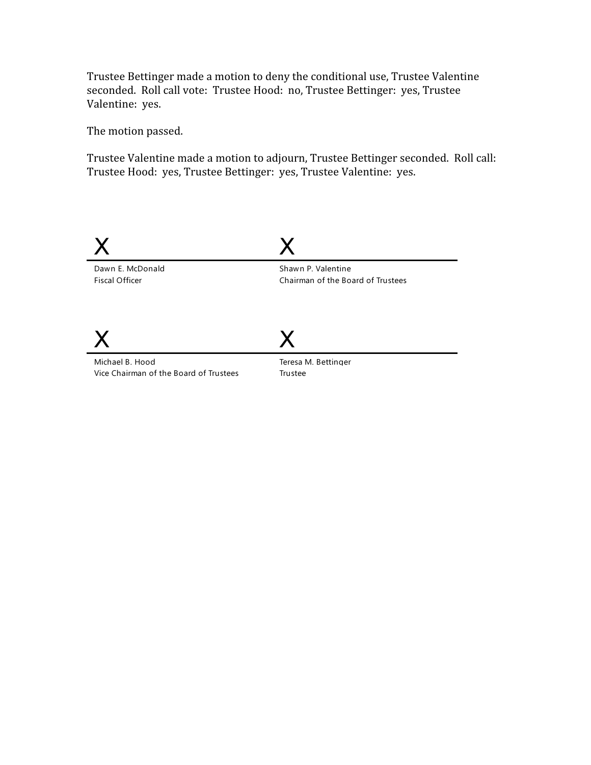Trustee Bettinger made a motion to deny the conditional use, Trustee Valentine seconded. Roll call vote: Trustee Hood: no, Trustee Bettinger: yes, Trustee Valentine: yes.

The motion passed.

Trustee Valentine made a motion to adjourn, Trustee Bettinger seconded. Roll call: Trustee Hood: yes, Trustee Bettinger: yes, Trustee Valentine: yes.

X

Dawn E. McDonald
Fiscal Officer

X

Shawn P. Valentine
Chairman of the Board of Trustees

X

Michael B. Hood
Vice Chairman of the Board of Trustees

X

Teresa M. Bettinger
Trustee